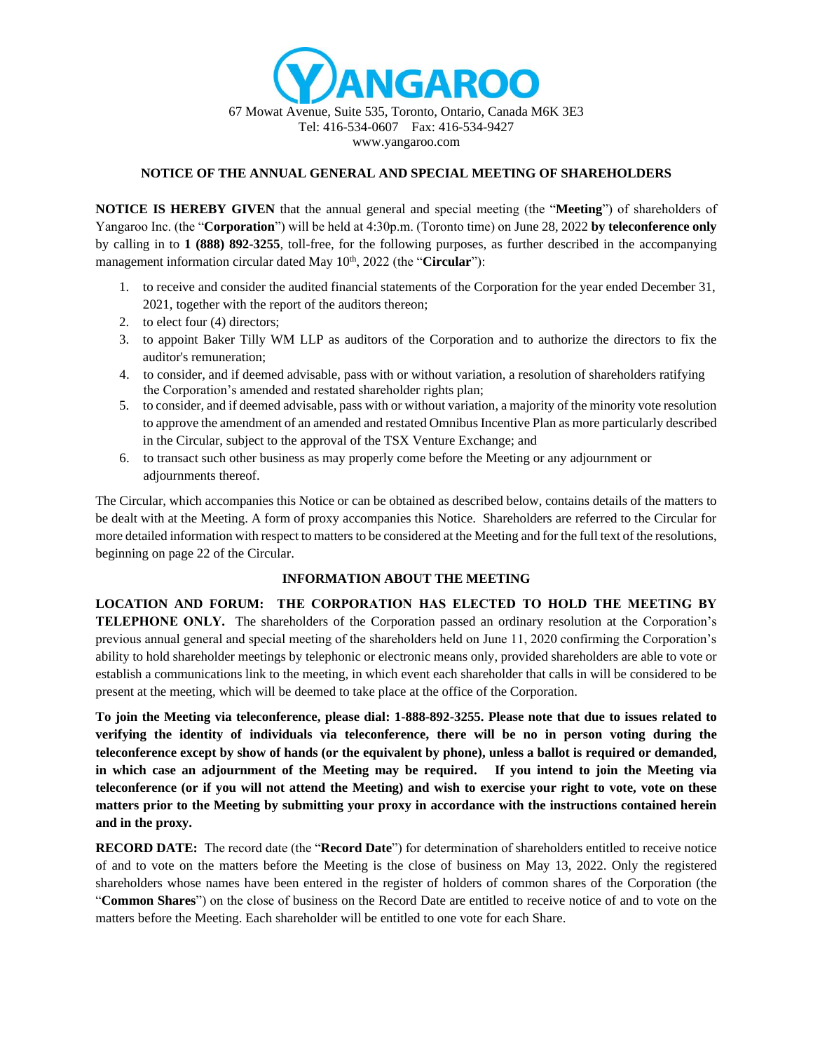YANGAROO

67 Mowat Avenue, Suite 535, Toronto, Ontario, Canada M6K 3E3
Tel: 416-534-0607 Fax: 416-534-9427
www.yangaroo.com

## NOTICE OF THE ANNUAL GENERAL AND SPECIAL MEETING OF SHAREHOLDERS

**NOTICE IS HEREBY GIVEN** that the annual general and special meeting (the "**Meeting**") of shareholders of Yangaroo Inc. (the "**Corporation**") will be held at 4:30p.m. (Toronto time) on June 28, 2022 **by teleconference only** by calling in to **1 (888) 892-3255**, toll-free, for the following purposes, as further described in the accompanying management information circular dated May 10th, 2022 (the "**Circular**"):

1. to receive and consider the audited financial statements of the Corporation for the year ended December 31, 2021, together with the report of the auditors thereon;
2. to elect four (4) directors;
3. to appoint Baker Tilly WM LLP as auditors of the Corporation and to authorize the directors to fix the auditor's remuneration;
4. to consider, and if deemed advisable, pass with or without variation, a resolution of shareholders ratifying the Corporation's amended and restated shareholder rights plan;
5. to consider, and if deemed advisable, pass with or without variation, a majority of the minority vote resolution to approve the amendment of an amended and restated Omnibus Incentive Plan as more particularly described in the Circular, subject to the approval of the TSX Venture Exchange; and
6. to transact such other business as may properly come before the Meeting or any adjournment or adjournments thereof.

The Circular, which accompanies this Notice or can be obtained as described below, contains details of the matters to be dealt with at the Meeting. A form of proxy accompanies this Notice. Shareholders are referred to the Circular for more detailed information with respect to matters to be considered at the Meeting and for the full text of the resolutions, beginning on page 22 of the Circular.

### INFORMATION ABOUT THE MEETING

**LOCATION AND FORUM: THE CORPORATION HAS ELECTED TO HOLD THE MEETING BY TELEPHONE ONLY.** The shareholders of the Corporation passed an ordinary resolution at the Corporation's previous annual general and special meeting of the shareholders held on June 11, 2020 confirming the Corporation's ability to hold shareholder meetings by telephonic or electronic means only, provided shareholders are able to vote or establish a communications link to the meeting, in which event each shareholder that calls in will be considered to be present at the meeting, which will be deemed to take place at the office of the Corporation.

**To join the Meeting via teleconference, please dial: 1-888-892-3255. Please note that due to issues related to verifying the identity of individuals via teleconference, there will be no in person voting during the teleconference except by show of hands (or the equivalent by phone), unless a ballot is required or demanded, in which case an adjournment of the Meeting may be required. If you intend to join the Meeting via teleconference (or if you will not attend the Meeting) and wish to exercise your right to vote, vote on these matters prior to the Meeting by submitting your proxy in accordance with the instructions contained herein and in the proxy.**

**RECORD DATE:** The record date (the "**Record Date**") for determination of shareholders entitled to receive notice of and to vote on the matters before the Meeting is the close of business on May 13, 2022. Only the registered shareholders whose names have been entered in the register of holders of common shares of the Corporation (the "**Common Shares**") on the close of business on the Record Date are entitled to receive notice of and to vote on the matters before the Meeting. Each shareholder will be entitled to one vote for each Share.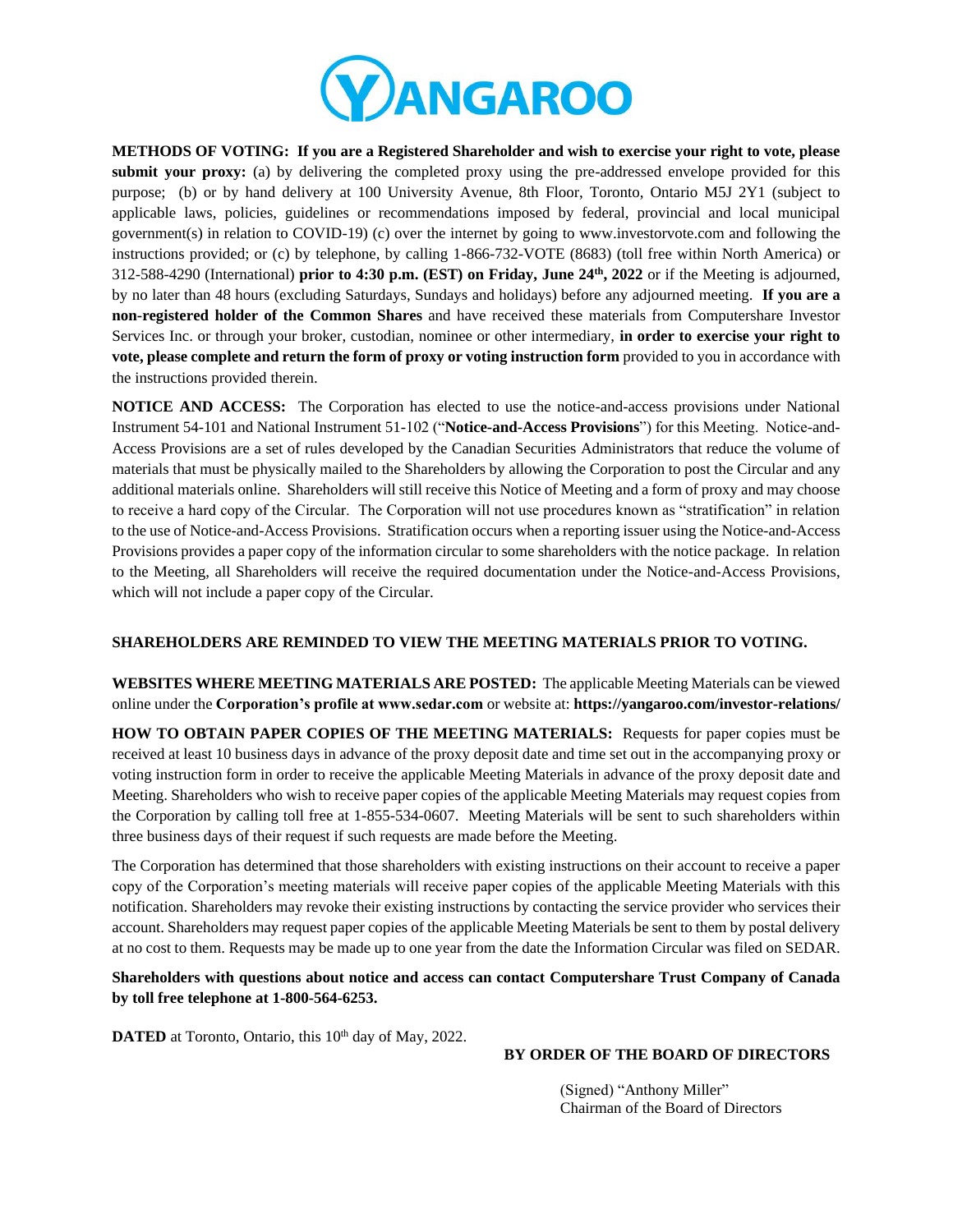YANGAROO

**METHODS OF VOTING: If you are a Registered Shareholder and wish to exercise your right to vote, please submit your proxy:** (a) by delivering the completed proxy using the pre-addressed envelope provided for this purpose; (b) or by hand delivery at 100 University Avenue, 8th Floor, Toronto, Ontario M5J 2Y1 (subject to applicable laws, policies, guidelines or recommendations imposed by federal, provincial and local municipal government(s) in relation to COVID-19) (c) over the internet by going to www.investorvote.com and following the instructions provided; or (c) by telephone, by calling 1-866-732-VOTE (8683) (toll free within North America) or 312-588-4290 (International) **prior to 4:30 p.m. (EST) on Friday, June 24th, 2022** or if the Meeting is adjourned, by no later than 48 hours (excluding Saturdays, Sundays and holidays) before any adjourned meeting. **If you are a non-registered holder of the Common Shares** and have received these materials from Computershare Investor Services Inc. or through your broker, custodian, nominee or other intermediary, **in order to exercise your right to vote, please complete and return the form of proxy or voting instruction form** provided to you in accordance with the instructions provided therein.

**NOTICE AND ACCESS:** The Corporation has elected to use the notice-and-access provisions under National Instrument 54-101 and National Instrument 51-102 ("**Notice-and-Access Provisions**") for this Meeting. Notice-and-Access Provisions are a set of rules developed by the Canadian Securities Administrators that reduce the volume of materials that must be physically mailed to the Shareholders by allowing the Corporation to post the Circular and any additional materials online. Shareholders will still receive this Notice of Meeting and a form of proxy and may choose to receive a hard copy of the Circular. The Corporation will not use procedures known as "stratification" in relation to the use of Notice-and-Access Provisions. Stratification occurs when a reporting issuer using the Notice-and-Access Provisions provides a paper copy of the information circular to some shareholders with the notice package. In relation to the Meeting, all Shareholders will receive the required documentation under the Notice-and-Access Provisions, which will not include a paper copy of the Circular.

**SHAREHOLDERS ARE REMINDED TO VIEW THE MEETING MATERIALS PRIOR TO VOTING.**

**WEBSITES WHERE MEETING MATERIALS ARE POSTED:** The applicable Meeting Materials can be viewed online under the **Corporation's profile at www.sedar.com** or website at: **https://yangaroo.com/investor-relations/**

**HOW TO OBTAIN PAPER COPIES OF THE MEETING MATERIALS:** Requests for paper copies must be received at least 10 business days in advance of the proxy deposit date and time set out in the accompanying proxy or voting instruction form in order to receive the applicable Meeting Materials in advance of the proxy deposit date and Meeting. Shareholders who wish to receive paper copies of the applicable Meeting Materials may request copies from the Corporation by calling toll free at 1-855-534-0607. Meeting Materials will be sent to such shareholders within three business days of their request if such requests are made before the Meeting.

The Corporation has determined that those shareholders with existing instructions on their account to receive a paper copy of the Corporation's meeting materials will receive paper copies of the applicable Meeting Materials with this notification. Shareholders may revoke their existing instructions by contacting the service provider who services their account. Shareholders may request paper copies of the applicable Meeting Materials be sent to them by postal delivery at no cost to them. Requests may be made up to one year from the date the Information Circular was filed on SEDAR.

**Shareholders with questions about notice and access can contact Computershare Trust Company of Canada by toll free telephone at 1-800-564-6253.**

**DATED** at Toronto, Ontario, this 10th day of May, 2022.

**BY ORDER OF THE BOARD OF DIRECTORS**

(Signed) "Anthony Miller"
Chairman of the Board of Directors